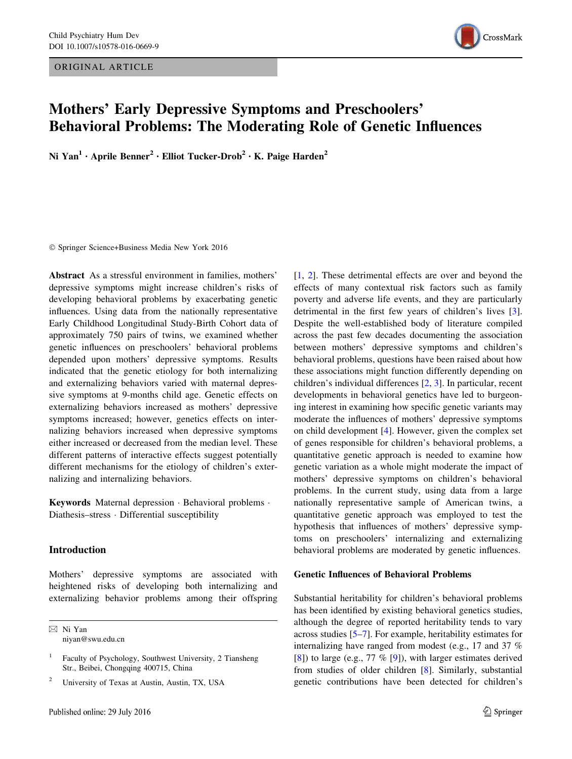ORIGINAL ARTICLE

# Mothers' Early Depressive Symptoms and Preschoolers' Behavioral Problems: The Moderating Role of Genetic Influences

Ni Yan[1] · Aprile Benner[2] · Elliot Tucker-Drob[2] · K. Paige Harden[2]

© Springer Science+Business Media New York 2016

**Abstract** As a stressful environment in families, mothers' depressive symptoms might increase children's risks of developing behavioral problems by exacerbating genetic influences. Using data from the nationally representative Early Childhood Longitudinal Study-Birth Cohort data of approximately 750 pairs of twins, we examined whether genetic influences on preschoolers' behavioral problems depended upon mothers' depressive symptoms. Results indicated that the genetic etiology for both internalizing and externalizing behaviors varied with maternal depressive symptoms at 9-months child age. Genetic effects on externalizing behaviors increased as mothers' depressive symptoms increased; however, genetics effects on internalizing behaviors increased when depressive symptoms either increased or decreased from the median level. These different patterns of interactive effects suggest potentially different mechanisms for the etiology of children's externalizing and internalizing behaviors.

**Keywords** Maternal depression · Behavioral problems · Diathesis–stress · Differential susceptibility

## Introduction

Mothers' depressive symptoms are associated with heightened risks of developing both internalizing and externalizing behavior problems among their offspring [1, 2]. These detrimental effects are over and beyond the effects of many contextual risk factors such as family poverty and adverse life events, and they are particularly detrimental in the first few years of children's lives [3]. Despite the well-established body of literature compiled across the past few decades documenting the association between mothers' depressive symptoms and children's behavioral problems, questions have been raised about how these associations might function differently depending on children's individual differences [2, 3]. In particular, recent developments in behavioral genetics have led to burgeoning interest in examining how specific genetic variants may moderate the influences of mothers' depressive symptoms on child development [4]. However, given the complex set of genes responsible for children's behavioral problems, a quantitative genetic approach is needed to examine how genetic variation as a whole might moderate the impact of mothers' depressive symptoms on children's behavioral problems. In the current study, using data from a large nationally representative sample of American twins, a quantitative genetic approach was employed to test the hypothesis that influences of mothers' depressive symptoms on preschoolers' internalizing and externalizing behavioral problems are moderated by genetic influences.

### Genetic Influences of Behavioral Problems

Substantial heritability for children's behavioral problems has been identified by existing behavioral genetics studies, although the degree of reported heritability tends to vary across studies [5–7]. For example, heritability estimates for internalizing have ranged from modest (e.g., 17 and 37 % [8]) to large (e.g., 77 % [9]), with larger estimates derived from studies of older children [8]. Similarly, substantial genetic contributions have been detected for children's

---

✉ Ni Yan
niyan@swu.edu.cn

[1] Faculty of Psychology, Southwest University, 2 Tiansheng Str., Beibei, Chongqing 400715, China

[2] University of Texas at Austin, Austin, TX, USA

Published online: 29 July 2016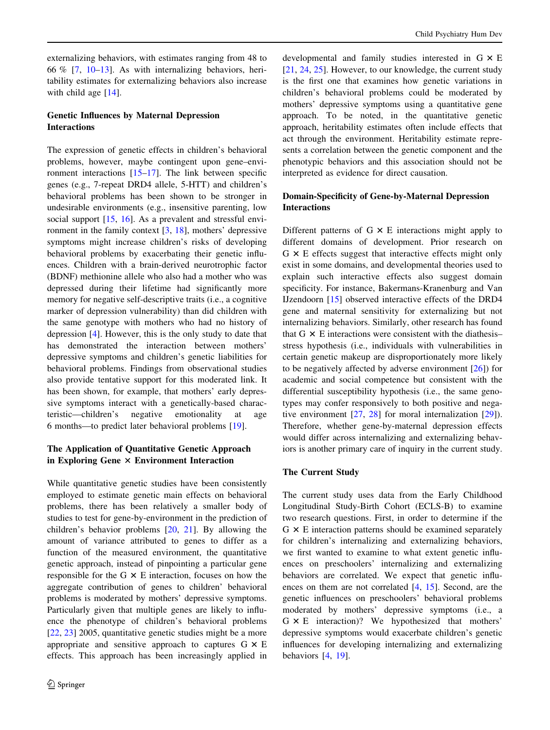externalizing behaviors, with estimates ranging from 48 to 66 % [7, 10–13]. As with internalizing behaviors, heritability estimates for externalizing behaviors also increase with child age [14].

### Genetic Influences by Maternal Depression Interactions

The expression of genetic effects in children's behavioral problems, however, maybe contingent upon gene–environment interactions [15–17]. The link between specific genes (e.g., 7-repeat DRD4 allele, 5-HTT) and children's behavioral problems has been shown to be stronger in undesirable environments (e.g., insensitive parenting, low social support [15, 16]. As a prevalent and stressful environment in the family context [3, 18], mothers' depressive symptoms might increase children's risks of developing behavioral problems by exacerbating their genetic influences. Children with a brain-derived neurotrophic factor (BDNF) methionine allele who also had a mother who was depressed during their lifetime had significantly more memory for negative self-descriptive traits (i.e., a cognitive marker of depression vulnerability) than did children with the same genotype with mothers who had no history of depression [4]. However, this is the only study to date that has demonstrated the interaction between mothers' depressive symptoms and children's genetic liabilities for behavioral problems. Findings from observational studies also provide tentative support for this moderated link. It has been shown, for example, that mothers' early depressive symptoms interact with a genetically-based characteristic—children's negative emotionality at age 6 months—to predict later behavioral problems [19].

### The Application of Quantitative Genetic Approach in Exploring Gene × Environment Interaction

While quantitative genetic studies have been consistently employed to estimate genetic main effects on behavioral problems, there has been relatively a smaller body of studies to test for gene-by-environment in the prediction of children's behavior problems [20, 21]. By allowing the amount of variance attributed to genes to differ as a function of the measured environment, the quantitative genetic approach, instead of pinpointing a particular gene responsible for the G × E interaction, focuses on how the aggregate contribution of genes to children' behavioral problems is moderated by mothers' depressive symptoms. Particularly given that multiple genes are likely to influence the phenotype of children's behavioral problems [22, 23] 2005, quantitative genetic studies might be a more appropriate and sensitive approach to captures G × E effects. This approach has been increasingly applied in developmental and family studies interested in G × E [21, 24, 25]. However, to our knowledge, the current study is the first one that examines how genetic variations in children's behavioral problems could be moderated by mothers' depressive symptoms using a quantitative gene approach. To be noted, in the quantitative genetic approach, heritability estimates often include effects that act through the environment. Heritability estimate represents a correlation between the genetic component and the phenotypic behaviors and this association should not be interpreted as evidence for direct causation.

### Domain-Specificity of Gene-by-Maternal Depression Interactions

Different patterns of G × E interactions might apply to different domains of development. Prior research on G × E effects suggest that interactive effects might only exist in some domains, and developmental theories used to explain such interactive effects also suggest domain specificity. For instance, Bakermans-Kranenburg and Van IJzendoorn [15] observed interactive effects of the DRD4 gene and maternal sensitivity for externalizing but not internalizing behaviors. Similarly, other research has found that G × E interactions were consistent with the diathesis–stress hypothesis (i.e., individuals with vulnerabilities in certain genetic makeup are disproportionately more likely to be negatively affected by adverse environment [26]) for academic and social competence but consistent with the differential susceptibility hypothesis (i.e., the same genotypes may confer responsively to both positive and negative environment [27, 28] for moral internalization [29]). Therefore, whether gene-by-maternal depression effects would differ across internalizing and externalizing behaviors is another primary care of inquiry in the current study.

### The Current Study

The current study uses data from the Early Childhood Longitudinal Study-Birth Cohort (ECLS-B) to examine two research questions. First, in order to determine if the G × E interaction patterns should be examined separately for children's internalizing and externalizing behaviors, we first wanted to examine to what extent genetic influences on preschoolers' internalizing and externalizing behaviors are correlated. We expect that genetic influences on them are not correlated [4, 15]. Second, are the genetic influences on preschoolers' behavioral problems moderated by mothers' depressive symptoms (i.e., a G × E interaction)? We hypothesized that mothers' depressive symptoms would exacerbate children's genetic influences for developing internalizing and externalizing behaviors [4, 19].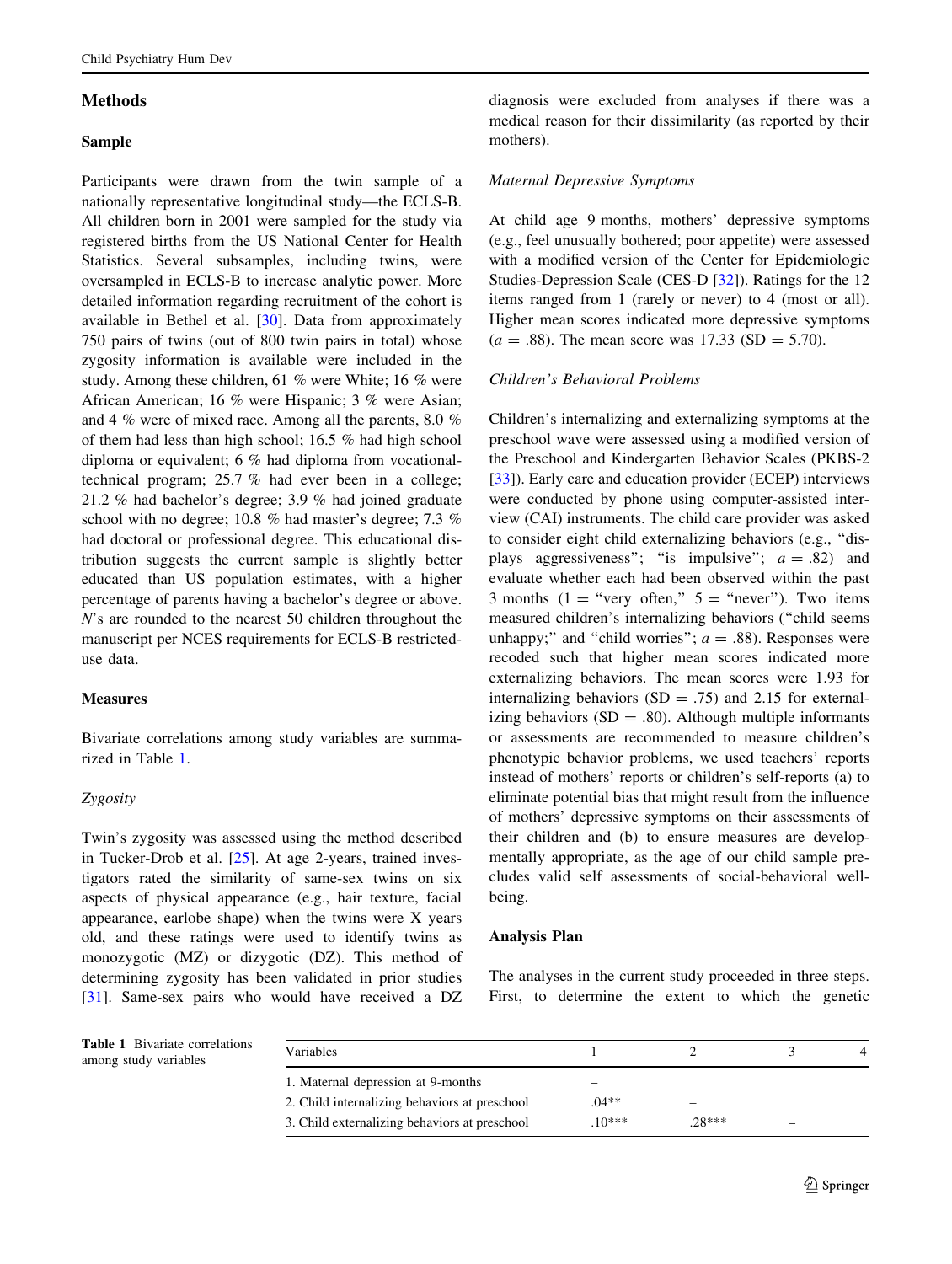## Methods

### Sample

Participants were drawn from the twin sample of a nationally representative longitudinal study—the ECLS-B. All children born in 2001 were sampled for the study via registered births from the US National Center for Health Statistics. Several subsamples, including twins, were oversampled in ECLS-B to increase analytic power. More detailed information regarding recruitment of the cohort is available in Bethel et al. [30]. Data from approximately 750 pairs of twins (out of 800 twin pairs in total) whose zygosity information is available were included in the study. Among these children, 61 % were White; 16 % were African American; 16 % were Hispanic; 3 % were Asian; and 4 % were of mixed race. Among all the parents, 8.0 % of them had less than high school; 16.5 % had high school diploma or equivalent; 6 % had diploma from vocational-technical program; 25.7 % had ever been in a college; 21.2 % had bachelor's degree; 3.9 % had joined graduate school with no degree; 10.8 % had master's degree; 7.3 % had doctoral or professional degree. This educational distribution suggests the current sample is slightly better educated than US population estimates, with a higher percentage of parents having a bachelor's degree or above. $N$'s are rounded to the nearest 50 children throughout the manuscript per NCES requirements for ECLS-B restricted-use data.

### Measures

Bivariate correlations among study variables are summarized in Table 1.

#### *Zygosity*

Twin's zygosity was assessed using the method described in Tucker-Drob et al. [25]. At age 2-years, trained investigators rated the similarity of same-sex twins on six aspects of physical appearance (e.g., hair texture, facial appearance, earlobe shape) when the twins were X years old, and these ratings were used to identify twins as monozygotic (MZ) or dizygotic (DZ). This method of determining zygosity has been validated in prior studies [31]. Same-sex pairs who would have received a DZ diagnosis were excluded from analyses if there was a medical reason for their dissimilarity (as reported by their mothers).

#### *Maternal Depressive Symptoms*

At child age 9 months, mothers' depressive symptoms (e.g., feel unusually bothered; poor appetite) were assessed with a modified version of the Center for Epidemiologic Studies-Depression Scale (CES-D [32]). Ratings for the 12 items ranged from 1 (rarely or never) to 4 (most or all). Higher mean scores indicated more depressive symptoms ($a = .88$). The mean score was 17.33 (SD = 5.70).

#### *Children's Behavioral Problems*

Children's internalizing and externalizing symptoms at the preschool wave were assessed using a modified version of the Preschool and Kindergarten Behavior Scales (PKBS-2 [33]). Early care and education provider (ECEP) interviews were conducted by phone using computer-assisted interview (CAI) instruments. The child care provider was asked to consider eight child externalizing behaviors (e.g., "displays aggressiveness"; "is impulsive"; $a = .82$) and evaluate whether each had been observed within the past 3 months (1 = "very often," 5 = "never"). Two items measured children's internalizing behaviors ("child seems unhappy;" and "child worries"; $a = .88$). Responses were recoded such that higher mean scores indicated more externalizing behaviors. The mean scores were 1.93 for internalizing behaviors (SD = .75) and 2.15 for externalizing behaviors (SD = .80). Although multiple informants or assessments are recommended to measure children's phenotypic behavior problems, we used teachers' reports instead of mothers' reports or children's self-reports (a) to eliminate potential bias that might result from the influence of mothers' depressive symptoms on their assessments of their children and (b) to ensure measures are developmentally appropriate, as the age of our child sample precludes valid self assessments of social-behavioral well-being.

### Analysis Plan

The analyses in the current study proceeded in three steps. First, to determine the extent to which the genetic

**Table 1** Bivariate correlations among study variables

| Variables | 1 | 2 | 3 | 4 |
|---|---|---|---|---|
| 1. Maternal depression at 9-months | – | | | |
| 2. Child internalizing behaviors at preschool | .04** | – | | |
| 3. Child externalizing behaviors at preschool | .10*** | .28*** | – | |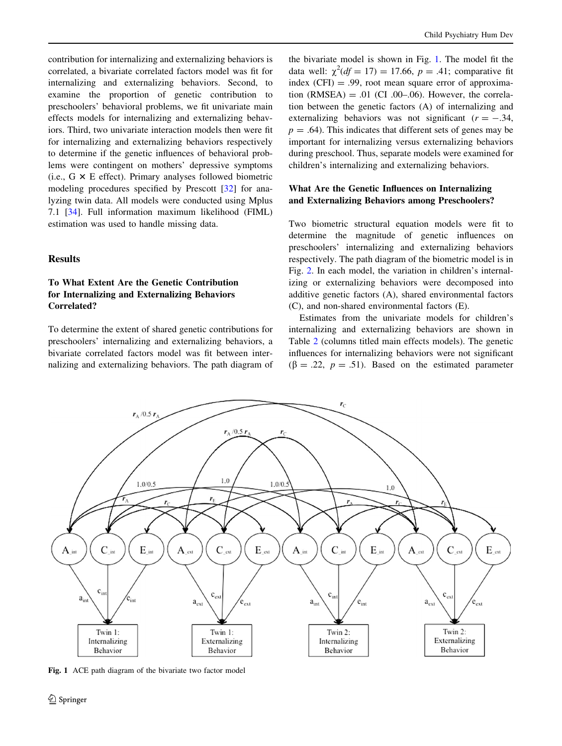contribution for internalizing and externalizing behaviors is correlated, a bivariate correlated factors model was fit for internalizing and externalizing behaviors. Second, to examine the proportion of genetic contribution to preschoolers' behavioral problems, we fit univariate main effects models for internalizing and externalizing behaviors. Third, two univariate interaction models then were fit for internalizing and externalizing behaviors respectively to determine if the genetic influences of behavioral problems were contingent on mothers' depressive symptoms (i.e., G × E effect). Primary analyses followed biometric modeling procedures specified by Prescott [32] for analyzing twin data. All models were conducted using Mplus 7.1 [34]. Full information maximum likelihood (FIML) estimation was used to handle missing data.

## Results

### To What Extent Are the Genetic Contribution for Internalizing and Externalizing Behaviors Correlated?

To determine the extent of shared genetic contributions for preschoolers' internalizing and externalizing behaviors, a bivariate correlated factors model was fit between internalizing and externalizing behaviors. The path diagram of the bivariate model is shown in Fig. 1. The model fit the data well: $\chi^2(df = 17) = 17.66$, $p = .41$; comparative fit index (CFI) = .99, root mean square error of approximation (RMSEA) = .01 (CI .00–.06). However, the correlation between the genetic factors (A) of internalizing and externalizing behaviors was not significant ($r = -.34$, $p = .64$). This indicates that different sets of genes may be important for internalizing versus externalizing behaviors during preschool. Thus, separate models were examined for children's internalizing and externalizing behaviors.

### What Are the Genetic Influences on Internalizing and Externalizing Behaviors among Preschoolers?

Two biometric structural equation models were fit to determine the magnitude of genetic influences on preschoolers' internalizing and externalizing behaviors respectively. The path diagram of the biometric model is in Fig. 2. In each model, the variation in children's internalizing or externalizing behaviors were decomposed into additive genetic factors (A), shared environmental factors (C), and non-shared environmental factors (E).

Estimates from the univariate models for children's internalizing and externalizing behaviors are shown in Table 2 (columns titled main effects models). The genetic influences for internalizing behaviors were not significant ($\beta = .22$, $p = .51$). Based on the estimated parameter

**Fig. 1** ACE path diagram of the bivariate two factor model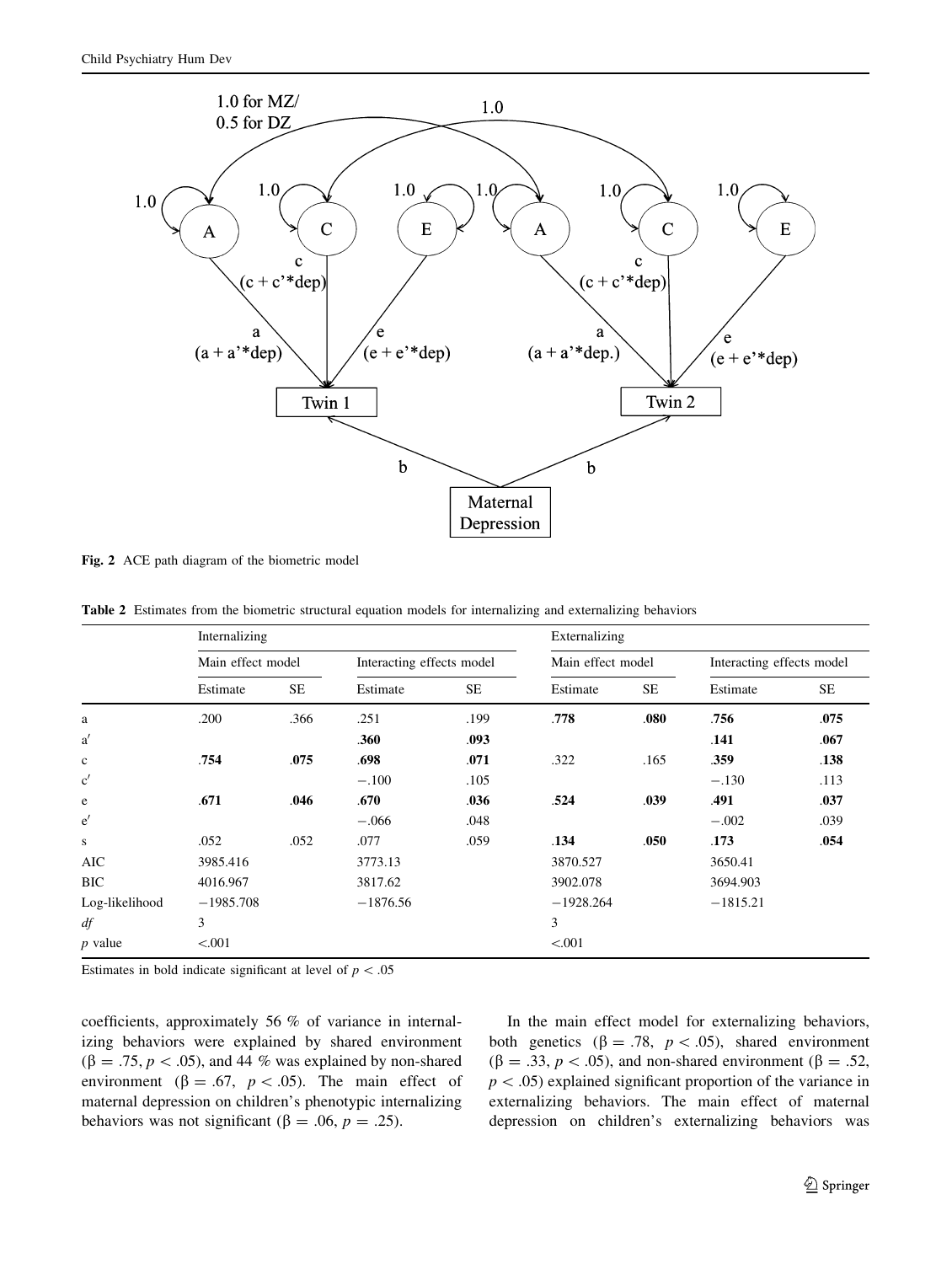Fig. 2 ACE path diagram of the biometric model

**Table 2** Estimates from the biometric structural equation models for internalizing and externalizing behaviors

| | Internalizing | | | | Externalizing | | | |
|---|---|---|---|---|---|---|---|---|
| | Main effect model | | Interacting effects model | | Main effect model | | Interacting effects model | |
| | Estimate | SE | Estimate | SE | Estimate | SE | Estimate | SE |
| a | .200 | .366 | .251 | .199 | **.778** | **.080** | **.756** | **.075** |
| a′ | | | **.360** | **.093** | | | **.141** | **.067** |
| c | **.754** | **.075** | **.698** | **.071** | .322 | .165 | **.359** | **.138** |
| c′ | | | −.100 | .105 | | | −.130 | .113 |
| e | **.671** | **.046** | **.670** | **.036** | **.524** | **.039** | **.491** | **.037** |
| e′ | | | −.066 | .048 | | | −.002 | .039 |
| s | .052 | .052 | .077 | .059 | **.134** | **.050** | **.173** | **.054** |
| AIC | 3985.416 | | 3773.13 | | 3870.527 | | 3650.41 | |
| BIC | 4016.967 | | 3817.62 | | 3902.078 | | 3694.903 | |
| Log-likelihood | −1985.708 | | −1876.56 | | −1928.264 | | −1815.21 | |
| *df* | 3 | | | | 3 | | | |
| *p* value | <.001 | | | | <.001 | | | |

Estimates in bold indicate significant at level of $p < .05$

coefficients, approximately 56 % of variance in internalizing behaviors were explained by shared environment ($\beta = .75, p < .05$), and 44 % was explained by non-shared environment ($\beta = .67, p < .05$). The main effect of maternal depression on children's phenotypic internalizing behaviors was not significant ($\beta = .06, p = .25$).

In the main effect model for externalizing behaviors, both genetics ($\beta = .78, p < .05$), shared environment ($\beta = .33, p < .05$), and non-shared environment ($\beta = .52, p < .05$) explained significant proportion of the variance in externalizing behaviors. The main effect of maternal depression on children's externalizing behaviors was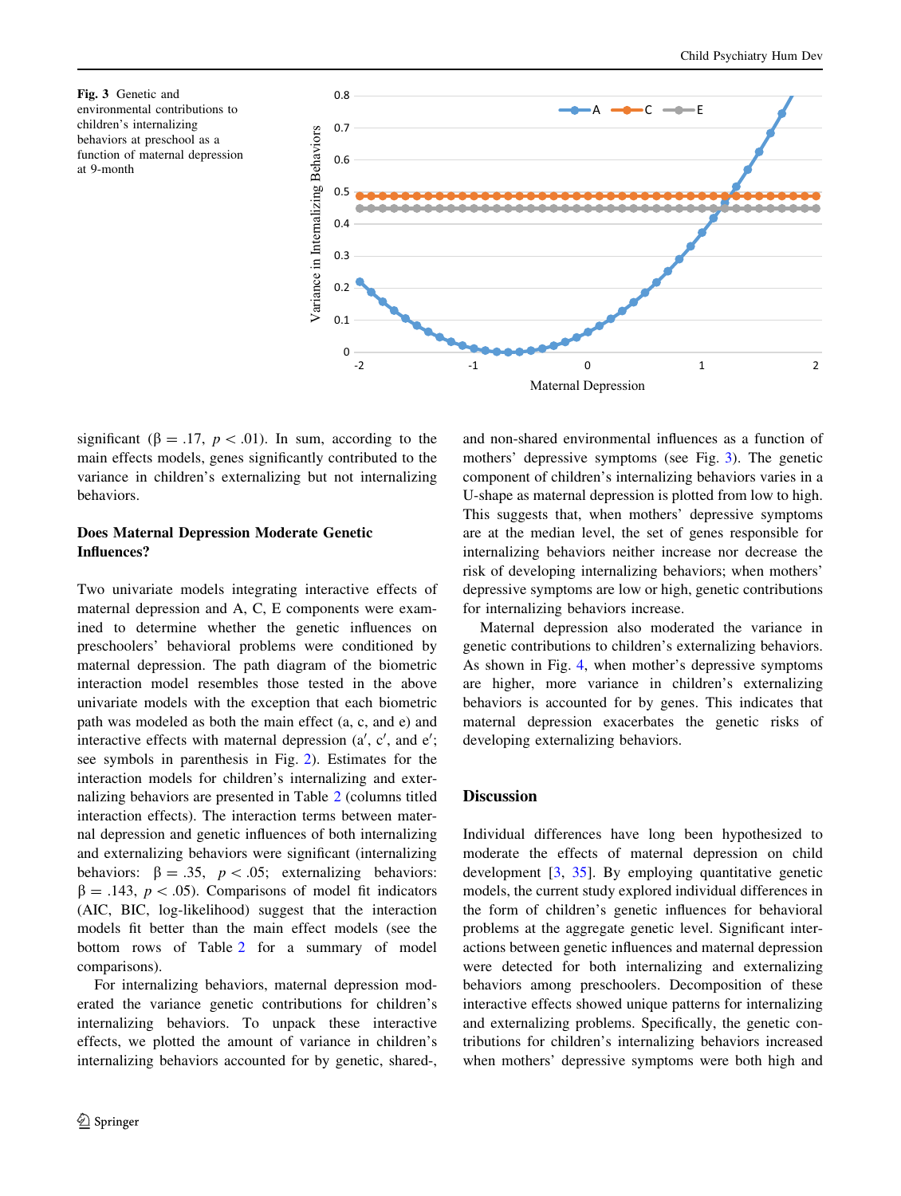Fig. 3 Genetic and environmental contributions to children's internalizing behaviors at preschool as a function of maternal depression at 9-month

significant ($\beta = .17$, $p < .01$). In sum, according to the main effects models, genes significantly contributed to the variance in children's externalizing but not internalizing behaviors.

### Does Maternal Depression Moderate Genetic Influences?

Two univariate models integrating interactive effects of maternal depression and A, C, E components were examined to determine whether the genetic influences on preschoolers' behavioral problems were conditioned by maternal depression. The path diagram of the biometric interaction model resembles those tested in the above univariate models with the exception that each biometric path was modeled as both the main effect (a, c, and e) and interactive effects with maternal depression ($a'$, $c'$, and $e'$; see symbols in parenthesis in Fig. 2). Estimates for the interaction models for children's internalizing and externalizing behaviors are presented in Table 2 (columns titled interaction effects). The interaction terms between maternal depression and genetic influences of both internalizing and externalizing behaviors were significant (internalizing behaviors: $\beta = .35$, $p < .05$; externalizing behaviors: $\beta = .143$, $p < .05$). Comparisons of model fit indicators (AIC, BIC, log-likelihood) suggest that the interaction models fit better than the main effect models (see the bottom rows of Table 2 for a summary of model comparisons).

For internalizing behaviors, maternal depression moderated the variance genetic contributions for children's internalizing behaviors. To unpack these interactive effects, we plotted the amount of variance in children's internalizing behaviors accounted for by genetic, shared-, and non-shared environmental influences as a function of mothers' depressive symptoms (see Fig. 3). The genetic component of children's internalizing behaviors varies in a U-shape as maternal depression is plotted from low to high. This suggests that, when mothers' depressive symptoms are at the median level, the set of genes responsible for internalizing behaviors neither increase nor decrease the risk of developing internalizing behaviors; when mothers' depressive symptoms are low or high, genetic contributions for internalizing behaviors increase.

Maternal depression also moderated the variance in genetic contributions to children's externalizing behaviors. As shown in Fig. 4, when mother's depressive symptoms are higher, more variance in children's externalizing behaviors is accounted for by genes. This indicates that maternal depression exacerbates the genetic risks of developing externalizing behaviors.

## Discussion

Individual differences have long been hypothesized to moderate the effects of maternal depression on child development [3, 35]. By employing quantitative genetic models, the current study explored individual differences in the form of children's genetic influences for behavioral problems at the aggregate genetic level. Significant interactions between genetic influences and maternal depression were detected for both internalizing and externalizing behaviors among preschoolers. Decomposition of these interactive effects showed unique patterns for internalizing and externalizing problems. Specifically, the genetic contributions for children's internalizing behaviors increased when mothers' depressive symptoms were both high and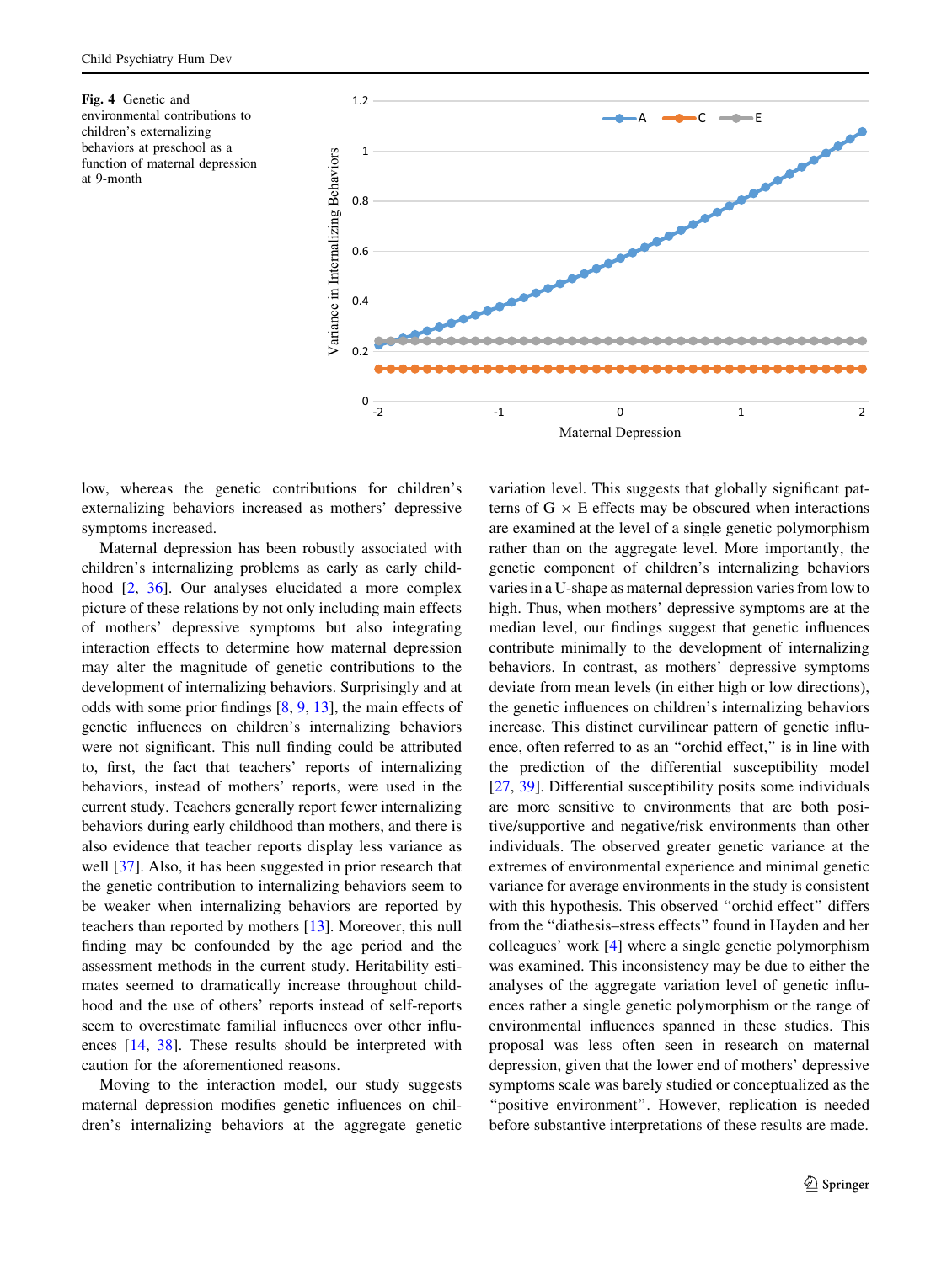**Fig. 4** Genetic and environmental contributions to children's externalizing behaviors at preschool as a function of maternal depression at 9-month

low, whereas the genetic contributions for children's externalizing behaviors increased as mothers' depressive symptoms increased.

Maternal depression has been robustly associated with children's internalizing problems as early as early childhood [2, 36]. Our analyses elucidated a more complex picture of these relations by not only including main effects of mothers' depressive symptoms but also integrating interaction effects to determine how maternal depression may alter the magnitude of genetic contributions to the development of internalizing behaviors. Surprisingly and at odds with some prior findings [8, 9, 13], the main effects of genetic influences on children's internalizing behaviors were not significant. This null finding could be attributed to, first, the fact that teachers' reports of internalizing behaviors, instead of mothers' reports, were used in the current study. Teachers generally report fewer internalizing behaviors during early childhood than mothers, and there is also evidence that teacher reports display less variance as well [37]. Also, it has been suggested in prior research that the genetic contribution to internalizing behaviors seem to be weaker when internalizing behaviors are reported by teachers than reported by mothers [13]. Moreover, this null finding may be confounded by the age period and the assessment methods in the current study. Heritability estimates seemed to dramatically increase throughout childhood and the use of others' reports instead of self-reports seem to overestimate familial influences over other influences [14, 38]. These results should be interpreted with caution for the aforementioned reasons.

Moving to the interaction model, our study suggests maternal depression modifies genetic influences on children's internalizing behaviors at the aggregate genetic variation level. This suggests that globally significant patterns of G × E effects may be obscured when interactions are examined at the level of a single genetic polymorphism rather than on the aggregate level. More importantly, the genetic component of children's internalizing behaviors varies in a U-shape as maternal depression varies from low to high. Thus, when mothers' depressive symptoms are at the median level, our findings suggest that genetic influences contribute minimally to the development of internalizing behaviors. In contrast, as mothers' depressive symptoms deviate from mean levels (in either high or low directions), the genetic influences on children's internalizing behaviors increase. This distinct curvilinear pattern of genetic influence, often referred to as an "orchid effect," is in line with the prediction of the differential susceptibility model [27, 39]. Differential susceptibility posits some individuals are more sensitive to environments that are both positive/supportive and negative/risk environments than other individuals. The observed greater genetic variance at the extremes of environmental experience and minimal genetic variance for average environments in the study is consistent with this hypothesis. This observed "orchid effect" differs from the "diathesis–stress effects" found in Hayden and her colleagues' work [4] where a single genetic polymorphism was examined. This inconsistency may be due to either the analyses of the aggregate variation level of genetic influences rather a single genetic polymorphism or the range of environmental influences spanned in these studies. This proposal was less often seen in research on maternal depression, given that the lower end of mothers' depressive symptoms scale was barely studied or conceptualized as the "positive environment". However, replication is needed before substantive interpretations of these results are made.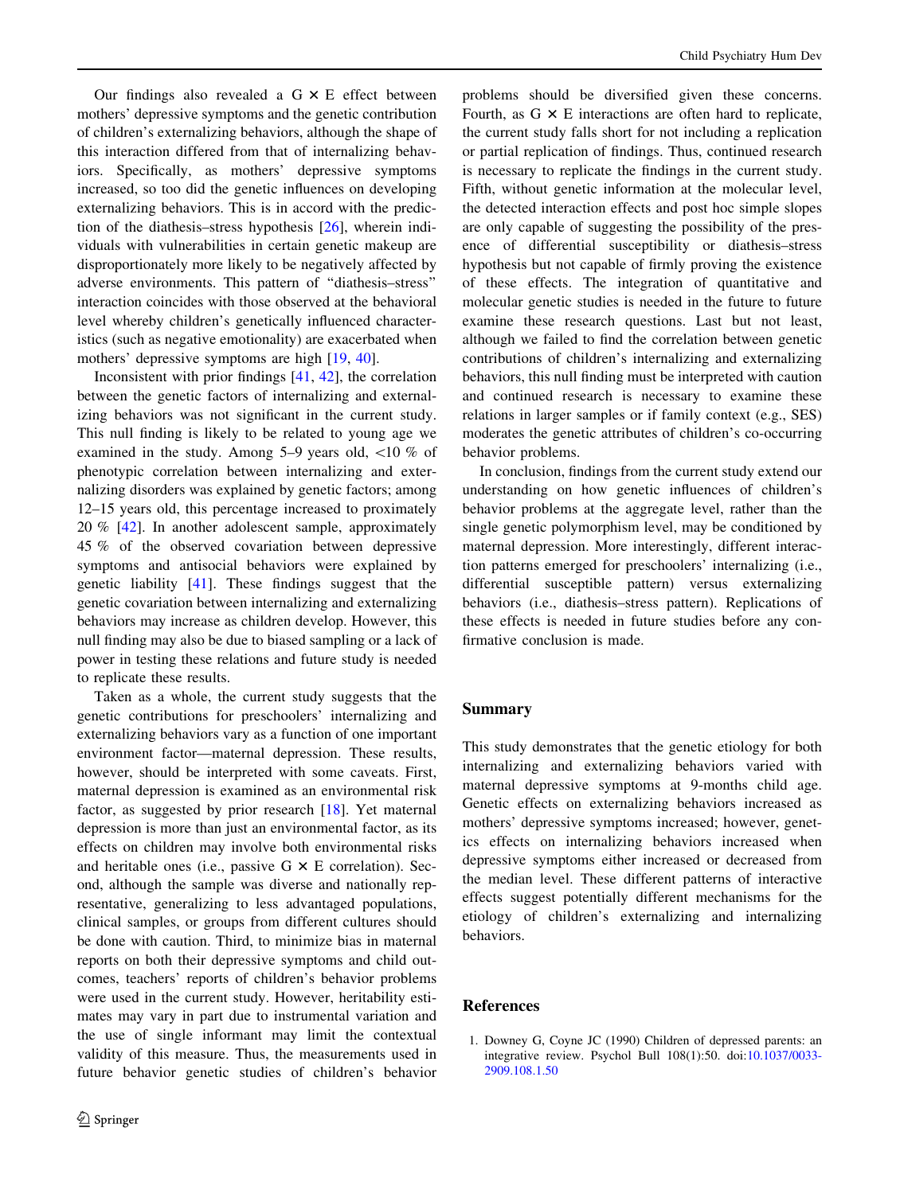Our findings also revealed a G × E effect between mothers' depressive symptoms and the genetic contribution of children's externalizing behaviors, although the shape of this interaction differed from that of internalizing behaviors. Specifically, as mothers' depressive symptoms increased, so too did the genetic influences on developing externalizing behaviors. This is in accord with the prediction of the diathesis–stress hypothesis [26], wherein individuals with vulnerabilities in certain genetic makeup are disproportionately more likely to be negatively affected by adverse environments. This pattern of "diathesis–stress" interaction coincides with those observed at the behavioral level whereby children's genetically influenced characteristics (such as negative emotionality) are exacerbated when mothers' depressive symptoms are high [19, 40].

Inconsistent with prior findings [41, 42], the correlation between the genetic factors of internalizing and externalizing behaviors was not significant in the current study. This null finding is likely to be related to young age we examined in the study. Among 5–9 years old, <10 % of phenotypic correlation between internalizing and externalizing disorders was explained by genetic factors; among 12–15 years old, this percentage increased to proximately 20 % [42]. In another adolescent sample, approximately 45 % of the observed covariation between depressive symptoms and antisocial behaviors were explained by genetic liability [41]. These findings suggest that the genetic covariation between internalizing and externalizing behaviors may increase as children develop. However, this null finding may also be due to biased sampling or a lack of power in testing these relations and future study is needed to replicate these results.

Taken as a whole, the current study suggests that the genetic contributions for preschoolers' internalizing and externalizing behaviors vary as a function of one important environment factor—maternal depression. These results, however, should be interpreted with some caveats. First, maternal depression is examined as an environmental risk factor, as suggested by prior research [18]. Yet maternal depression is more than just an environmental factor, as its effects on children may involve both environmental risks and heritable ones (i.e., passive G × E correlation). Second, although the sample was diverse and nationally representative, generalizing to less advantaged populations, clinical samples, or groups from different cultures should be done with caution. Third, to minimize bias in maternal reports on both their depressive symptoms and child outcomes, teachers' reports of children's behavior problems were used in the current study. However, heritability estimates may vary in part due to instrumental variation and the use of single informant may limit the contextual validity of this measure. Thus, the measurements used in future behavior genetic studies of children's behavior problems should be diversified given these concerns. Fourth, as G × E interactions are often hard to replicate, the current study falls short for not including a replication or partial replication of findings. Thus, continued research is necessary to replicate the findings in the current study. Fifth, without genetic information at the molecular level, the detected interaction effects and post hoc simple slopes are only capable of suggesting the possibility of the presence of differential susceptibility or diathesis–stress hypothesis but not capable of firmly proving the existence of these effects. The integration of quantitative and molecular genetic studies is needed in the future to future examine these research questions. Last but not least, although we failed to find the correlation between genetic contributions of children's internalizing and externalizing behaviors, this null finding must be interpreted with caution and continued research is necessary to examine these relations in larger samples or if family context (e.g., SES) moderates the genetic attributes of children's co-occurring behavior problems.

In conclusion, findings from the current study extend our understanding on how genetic influences of children's behavior problems at the aggregate level, rather than the single genetic polymorphism level, may be conditioned by maternal depression. More interestingly, different interaction patterns emerged for preschoolers' internalizing (i.e., differential susceptible pattern) versus externalizing behaviors (i.e., diathesis–stress pattern). Replications of these effects is needed in future studies before any confirmative conclusion is made.

## Summary

This study demonstrates that the genetic etiology for both internalizing and externalizing behaviors varied with maternal depressive symptoms at 9-months child age. Genetic effects on externalizing behaviors increased as mothers' depressive symptoms increased; however, genetics effects on internalizing behaviors increased when depressive symptoms either increased or decreased from the median level. These different patterns of interactive effects suggest potentially different mechanisms for the etiology of children's externalizing and internalizing behaviors.

## References

1. Downey G, Coyne JC (1990) Children of depressed parents: an integrative review. Psychol Bull 108(1):50. doi:10.1037/0033-2909.108.1.50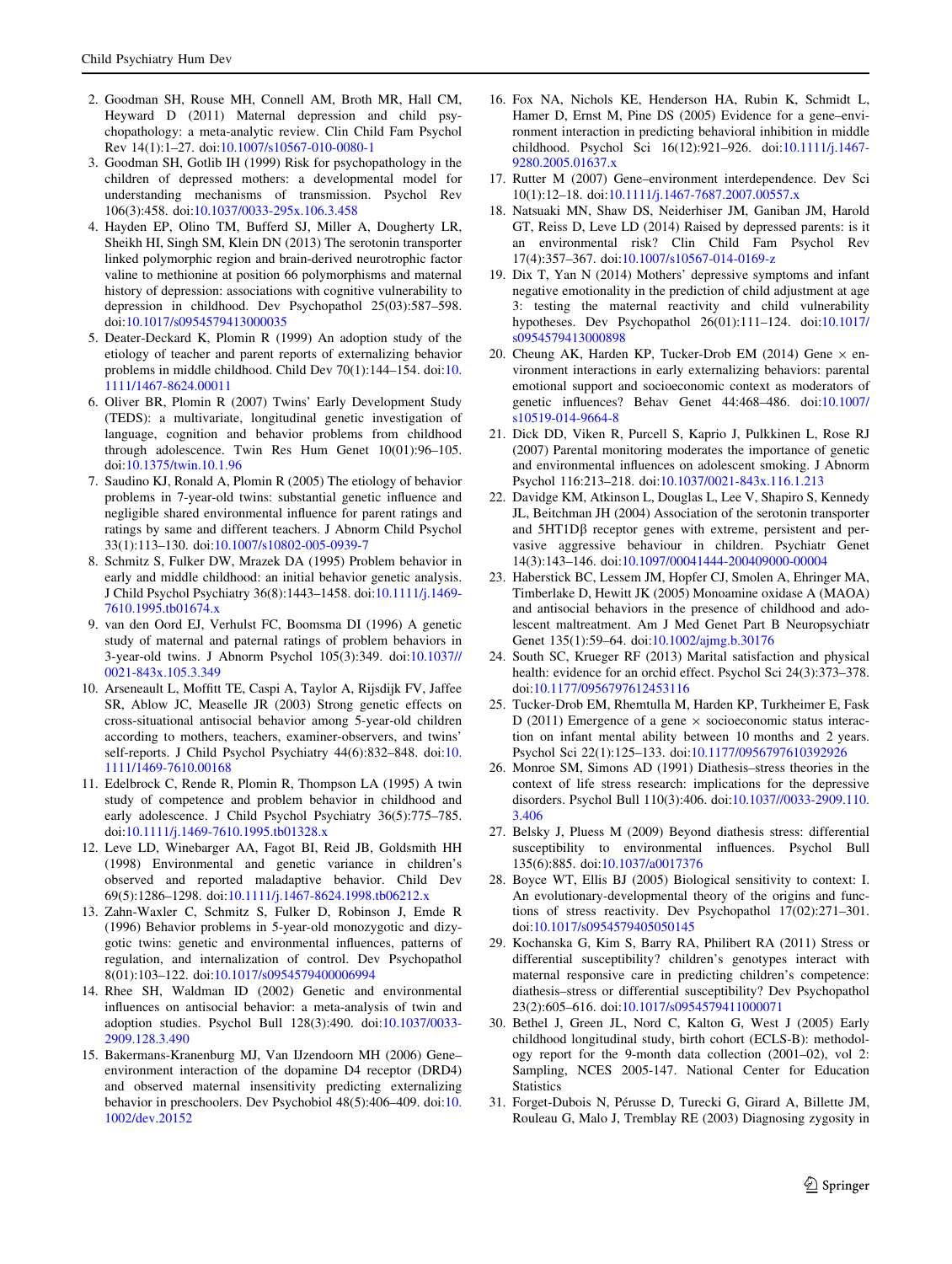2. Goodman SH, Rouse MH, Connell AM, Broth MR, Hall CM, Heyward D (2011) Maternal depression and child psychopathology: a meta-analytic review. Clin Child Fam Psychol Rev 14(1):1–27. doi:10.1007/s10567-010-0080-1
3. Goodman SH, Gotlib IH (1999) Risk for psychopathology in the children of depressed mothers: a developmental model for understanding mechanisms of transmission. Psychol Rev 106(3):458. doi:10.1037/0033-295x.106.3.458
4. Hayden EP, Olino TM, Bufferd SJ, Miller A, Dougherty LR, Sheikh HI, Singh SM, Klein DN (2013) The serotonin transporter linked polymorphic region and brain-derived neurotrophic factor valine to methionine at position 66 polymorphisms and maternal history of depression: associations with cognitive vulnerability to depression in childhood. Dev Psychopathol 25(03):587–598. doi:10.1017/s0954579413000035
5. Deater-Deckard K, Plomin R (1999) An adoption study of the etiology of teacher and parent reports of externalizing behavior problems in middle childhood. Child Dev 70(1):144–154. doi:10.1111/1467-8624.00011
6. Oliver BR, Plomin R (2007) Twins' Early Development Study (TEDS): a multivariate, longitudinal genetic investigation of language, cognition and behavior problems from childhood through adolescence. Twin Res Hum Genet 10(01):96–105. doi:10.1375/twin.10.1.96
7. Saudino KJ, Ronald A, Plomin R (2005) The etiology of behavior problems in 7-year-old twins: substantial genetic influence and negligible shared environmental influence for parent ratings and ratings by same and different teachers. J Abnorm Child Psychol 33(1):113–130. doi:10.1007/s10802-005-0939-7
8. Schmitz S, Fulker DW, Mrazek DA (1995) Problem behavior in early and middle childhood: an initial behavior genetic analysis. J Child Psychol Psychiatry 36(8):1443–1458. doi:10.1111/j.1469-7610.1995.tb01674.x
9. van den Oord EJ, Verhulst FC, Boomsma DI (1996) A genetic study of maternal and paternal ratings of problem behaviors in 3-year-old twins. J Abnorm Psychol 105(3):349. doi:10.1037//0021-843x.105.3.349
10. Arseneault L, Moffitt TE, Caspi A, Taylor A, Rijsdijk FV, Jaffee SR, Ablow JC, Measelle JR (2003) Strong genetic effects on cross-situational antisocial behavior among 5-year-old children according to mothers, teachers, examiner-observers, and twins' self-reports. J Child Psychol Psychiatry 44(6):832–848. doi:10.1111/1469-7610.00168
11. Edelbrock C, Rende R, Plomin R, Thompson LA (1995) A twin study of competence and problem behavior in childhood and early adolescence. J Child Psychol Psychiatry 36(5):775–785. doi:10.1111/j.1469-7610.1995.tb01328.x
12. Leve LD, Winebarger AA, Fagot BI, Reid JB, Goldsmith HH (1998) Environmental and genetic variance in children's observed and reported maladaptive behavior. Child Dev 69(5):1286–1298. doi:10.1111/j.1467-8624.1998.tb06212.x
13. Zahn-Waxler C, Schmitz S, Fulker D, Robinson J, Emde R (1996) Behavior problems in 5-year-old monozygotic and dizygotic twins: genetic and environmental influences, patterns of regulation, and internalization of control. Dev Psychopathol 8(01):103–122. doi:10.1017/s0954579400006994
14. Rhee SH, Waldman ID (2002) Genetic and environmental influences on antisocial behavior: a meta-analysis of twin and adoption studies. Psychol Bull 128(3):490. doi:10.1037/0033-2909.128.3.490
15. Bakermans-Kranenburg MJ, Van IJzendoorn MH (2006) Gene–environment interaction of the dopamine D4 receptor (DRD4) and observed maternal insensitivity predicting externalizing behavior in preschoolers. Dev Psychobiol 48(5):406–409. doi:10.1002/dev.20152
16. Fox NA, Nichols KE, Henderson HA, Rubin K, Schmidt L, Hamer D, Ernst M, Pine DS (2005) Evidence for a gene–environment interaction in predicting behavioral inhibition in middle childhood. Psychol Sci 16(12):921–926. doi:10.1111/j.1467-9280.2005.01637.x
17. Rutter M (2007) Gene–environment interdependence. Dev Sci 10(1):12–18. doi:10.1111/j.1467-7687.2007.00557.x
18. Natsuaki MN, Shaw DS, Neiderhiser JM, Ganiban JM, Harold GT, Reiss D, Leve LD (2014) Raised by depressed parents: is it an environmental risk? Clin Child Fam Psychol Rev 17(4):357–367. doi:10.1007/s10567-014-0169-z
19. Dix T, Yan N (2014) Mothers' depressive symptoms and infant negative emotionality in the prediction of child adjustment at age 3: testing the maternal reactivity and child vulnerability hypotheses. Dev Psychopathol 26(01):111–124. doi:10.1017/s0954579413000898
20. Cheung AK, Harden KP, Tucker-Drob EM (2014) Gene × environment interactions in early externalizing behaviors: parental emotional support and socioeconomic context as moderators of genetic influences? Behav Genet 44:468–486. doi:10.1007/s10519-014-9664-8
21. Dick DD, Viken R, Purcell S, Kaprio J, Pulkkinen L, Rose RJ (2007) Parental monitoring moderates the importance of genetic and environmental influences on adolescent smoking. J Abnorm Psychol 116:213–218. doi:10.1037/0021-843x.116.1.213
22. Davidge KM, Atkinson L, Douglas L, Lee V, Shapiro S, Kennedy JL, Beitchman JH (2004) Association of the serotonin transporter and 5HT1Dβ receptor genes with extreme, persistent and pervasive aggressive behaviour in children. Psychiatr Genet 14(3):143–146. doi:10.1097/00041444-200409000-00004
23. Haberstick BC, Lessem JM, Hopfer CJ, Smolen A, Ehringer MA, Timberlake D, Hewitt JK (2005) Monoamine oxidase A (MAOA) and antisocial behaviors in the presence of childhood and adolescent maltreatment. Am J Med Genet Part B Neuropsychiatr Genet 135(1):59–64. doi:10.1002/ajmg.b.30176
24. South SC, Krueger RF (2013) Marital satisfaction and physical health: evidence for an orchid effect. Psychol Sci 24(3):373–378. doi:10.1177/0956797612453116
25. Tucker-Drob EM, Rhemtulla M, Harden KP, Turkheimer E, Fask D (2011) Emergence of a gene × socioeconomic status interaction on infant mental ability between 10 months and 2 years. Psychol Sci 22(1):125–133. doi:10.1177/0956797610392926
26. Monroe SM, Simons AD (1991) Diathesis–stress theories in the context of life stress research: implications for the depressive disorders. Psychol Bull 110(3):406. doi:10.1037//0033-2909.110.3.406
27. Belsky J, Pluess M (2009) Beyond diathesis stress: differential susceptibility to environmental influences. Psychol Bull 135(6):885. doi:10.1037/a0017376
28. Boyce WT, Ellis BJ (2005) Biological sensitivity to context: I. An evolutionary-developmental theory of the origins and functions of stress reactivity. Dev Psychopathol 17(02):271–301. doi:10.1017/s0954579405050145
29. Kochanska G, Kim S, Barry RA, Philibert RA (2011) Stress or differential susceptibility? children's genotypes interact with maternal responsive care in predicting children's competence: diathesis–stress or differential susceptibility? Dev Psychopathol 23(2):605–616. doi:10.1017/s0954579411000071
30. Bethel J, Green JL, Nord C, Kalton G, West J (2005) Early childhood longitudinal study, birth cohort (ECLS-B): methodology report for the 9-month data collection (2001–02), vol 2: Sampling, NCES 2005-147. National Center for Education Statistics
31. Forget-Dubois N, Pérusse D, Turecki G, Girard A, Billette JM, Rouleau G, Malo J, Tremblay RE (2003) Diagnosing zygosity in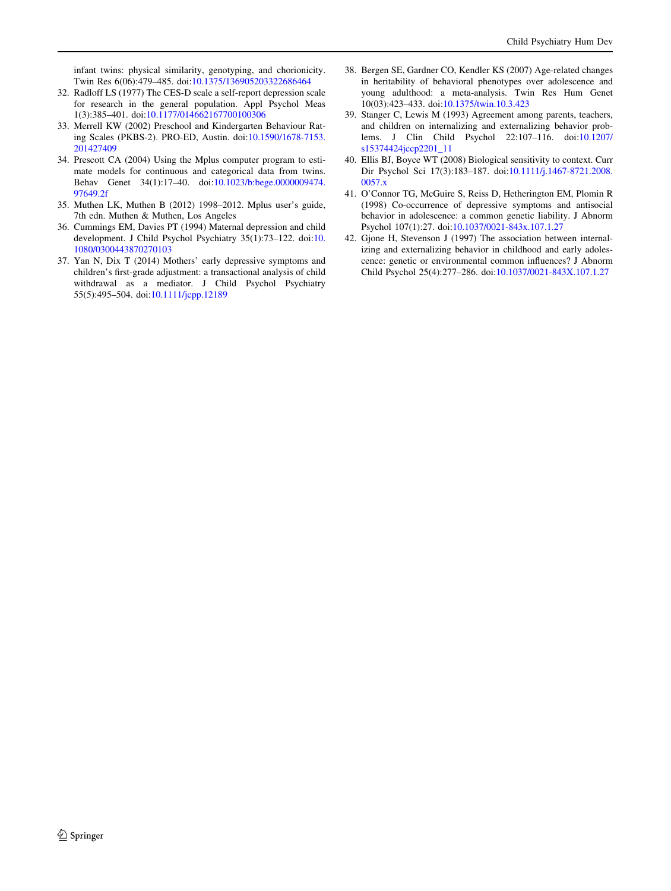infant twins: physical similarity, genotyping, and chorionicity. Twin Res 6(06):479–485. doi:10.1375/136905203322686464

32. Radloff LS (1977) The CES-D scale a self-report depression scale for research in the general population. Appl Psychol Meas 1(3):385–401. doi:10.1177/014662167700100306
33. Merrell KW (2002) Preschool and Kindergarten Behaviour Rating Scales (PKBS-2). PRO-ED, Austin. doi:10.1590/1678-7153.201427409
34. Prescott CA (2004) Using the Mplus computer program to estimate models for continuous and categorical data from twins. Behav Genet 34(1):17–40. doi:10.1023/b:bege.0000009474.97649.2f
35. Muthen LK, Muthen B (2012) 1998–2012. Mplus user's guide, 7th edn. Muthen & Muthen, Los Angeles
36. Cummings EM, Davies PT (1994) Maternal depression and child development. J Child Psychol Psychiatry 35(1):73–122. doi:10.1080/0300443870270103
37. Yan N, Dix T (2014) Mothers' early depressive symptoms and children's first-grade adjustment: a transactional analysis of child withdrawal as a mediator. J Child Psychol Psychiatry 55(5):495–504. doi:10.1111/jcpp.12189
38. Bergen SE, Gardner CO, Kendler KS (2007) Age-related changes in heritability of behavioral phenotypes over adolescence and young adulthood: a meta-analysis. Twin Res Hum Genet 10(03):423–433. doi:10.1375/twin.10.3.423
39. Stanger C, Lewis M (1993) Agreement among parents, teachers, and children on internalizing and externalizing behavior problems. J Clin Child Psychol 22:107–116. doi:10.1207/s15374424jccp2201_11
40. Ellis BJ, Boyce WT (2008) Biological sensitivity to context. Curr Dir Psychol Sci 17(3):183–187. doi:10.1111/j.1467-8721.2008.0057.x
41. O'Connor TG, McGuire S, Reiss D, Hetherington EM, Plomin R (1998) Co-occurrence of depressive symptoms and antisocial behavior in adolescence: a common genetic liability. J Abnorm Psychol 107(1):27. doi:10.1037/0021-843x.107.1.27
42. Gjone H, Stevenson J (1997) The association between internalizing and externalizing behavior in childhood and early adolescence: genetic or environmental common influences? J Abnorm Child Psychol 25(4):277–286. doi:10.1037/0021-843X.107.1.27